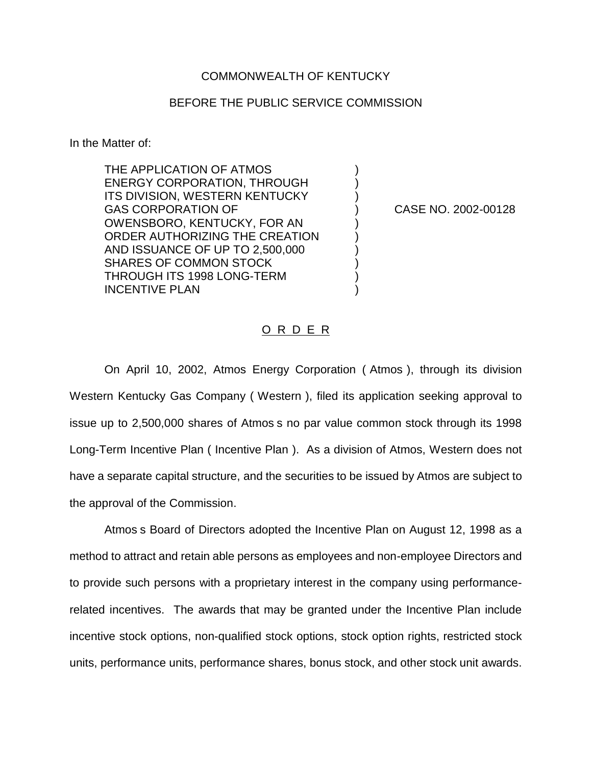COMMONWEALTH OF KENTUCKY

BEFORE THE PUBLIC SERVICE COMMISSION

In the Matter of:

| | | |
|---|---|---|
| THE APPLICATION OF ATMOS ENERGY CORPORATION, THROUGH ITS DIVISION, WESTERN KENTUCKY GAS CORPORATION OF OWENSBORO, KENTUCKY, FOR AN ORDER AUTHORIZING THE CREATION AND ISSUANCE OF UP TO 2,500,000 SHARES OF COMMON STOCK THROUGH ITS 1998 LONG-TERM INCENTIVE PLAN | ) | CASE NO. 2002-00128 |

O R D E R

On April 10, 2002, Atmos Energy Corporation ( Atmos ), through its division Western Kentucky Gas Company ( Western ), filed its application seeking approval to issue up to 2,500,000 shares of Atmos s no par value common stock through its 1998 Long-Term Incentive Plan ( Incentive Plan ). As a division of Atmos, Western does not have a separate capital structure, and the securities to be issued by Atmos are subject to the approval of the Commission.

Atmos s Board of Directors adopted the Incentive Plan on August 12, 1998 as a method to attract and retain able persons as employees and non-employee Directors and to provide such persons with a proprietary interest in the company using performance-related incentives. The awards that may be granted under the Incentive Plan include incentive stock options, non-qualified stock options, stock option rights, restricted stock units, performance units, performance shares, bonus stock, and other stock unit awards.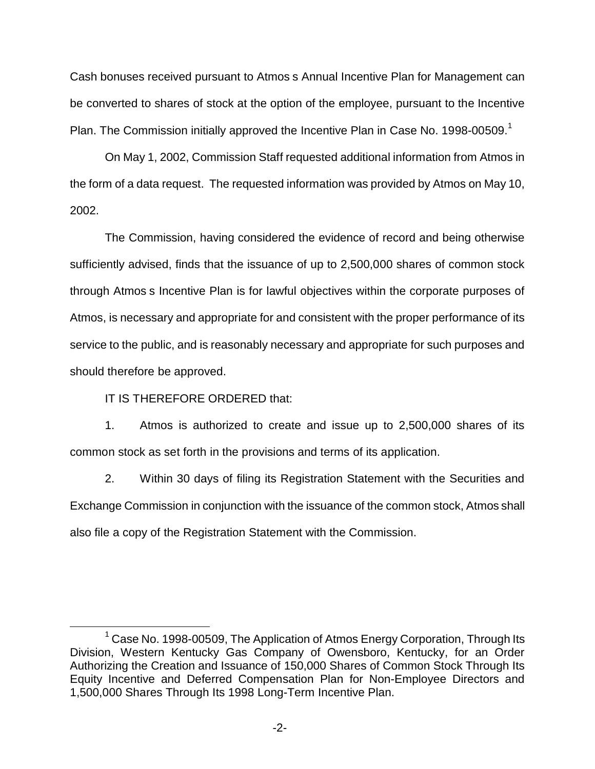Cash bonuses received pursuant to Atmos s Annual Incentive Plan for Management can be converted to shares of stock at the option of the employee, pursuant to the Incentive Plan. The Commission initially approved the Incentive Plan in Case No. 1998-00509.[1]

On May 1, 2002, Commission Staff requested additional information from Atmos in the form of a data request. The requested information was provided by Atmos on May 10, 2002.

The Commission, having considered the evidence of record and being otherwise sufficiently advised, finds that the issuance of up to 2,500,000 shares of common stock through Atmos s Incentive Plan is for lawful objectives within the corporate purposes of Atmos, is necessary and appropriate for and consistent with the proper performance of its service to the public, and is reasonably necessary and appropriate for such purposes and should therefore be approved.

IT IS THEREFORE ORDERED that:

1. Atmos is authorized to create and issue up to 2,500,000 shares of its common stock as set forth in the provisions and terms of its application.

2. Within 30 days of filing its Registration Statement with the Securities and Exchange Commission in conjunction with the issuance of the common stock, Atmos shall also file a copy of the Registration Statement with the Commission.

---

[1] Case No. 1998-00509, The Application of Atmos Energy Corporation, Through Its Division, Western Kentucky Gas Company of Owensboro, Kentucky, for an Order Authorizing the Creation and Issuance of 150,000 Shares of Common Stock Through Its Equity Incentive and Deferred Compensation Plan for Non-Employee Directors and 1,500,000 Shares Through Its 1998 Long-Term Incentive Plan.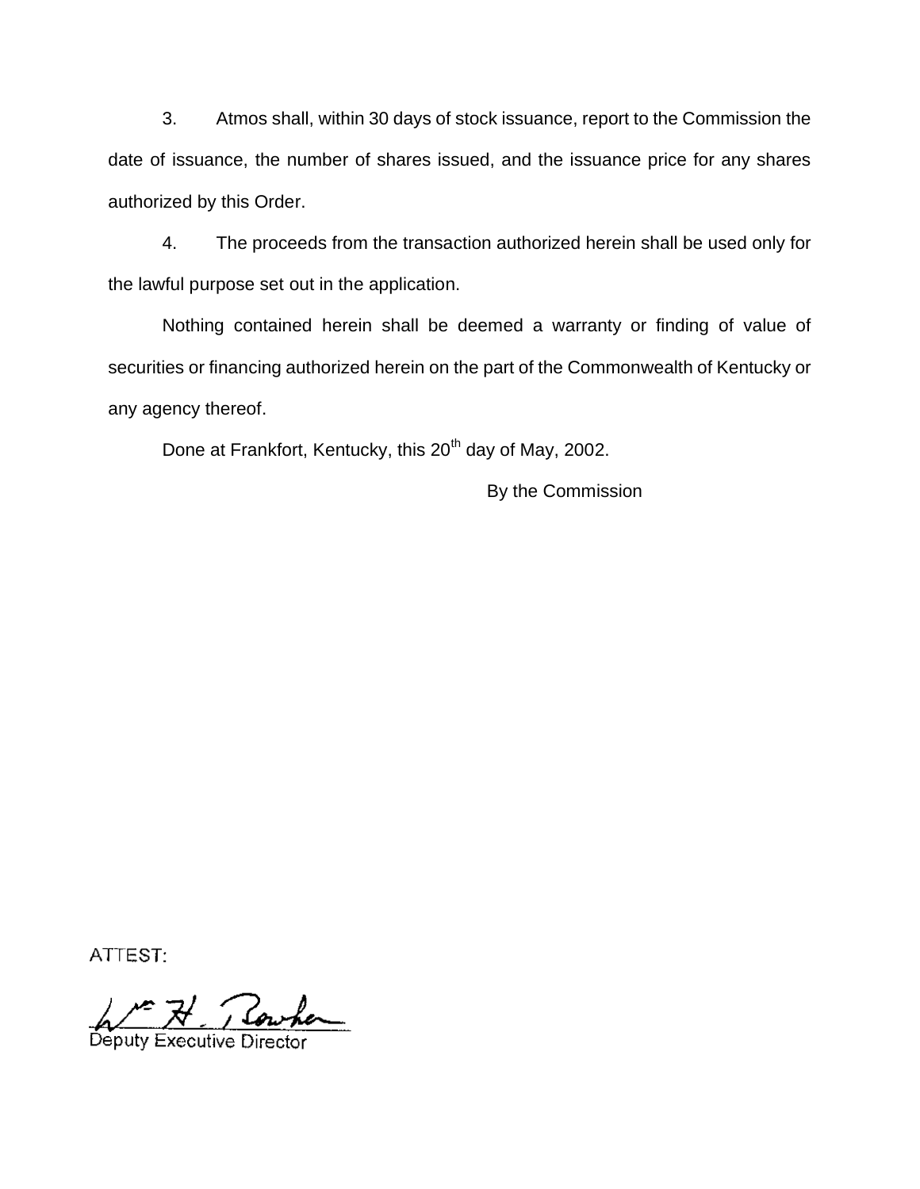3. Atmos shall, within 30 days of stock issuance, report to the Commission the date of issuance, the number of shares issued, and the issuance price for any shares authorized by this Order.

4. The proceeds from the transaction authorized herein shall be used only for the lawful purpose set out in the application.

Nothing contained herein shall be deemed a warranty or finding of value of securities or financing authorized herein on the part of the Commonwealth of Kentucky or any agency thereof.

Done at Frankfort, Kentucky, this 20th day of May, 2002.

By the Commission

ATTEST:

Deputy Executive Director